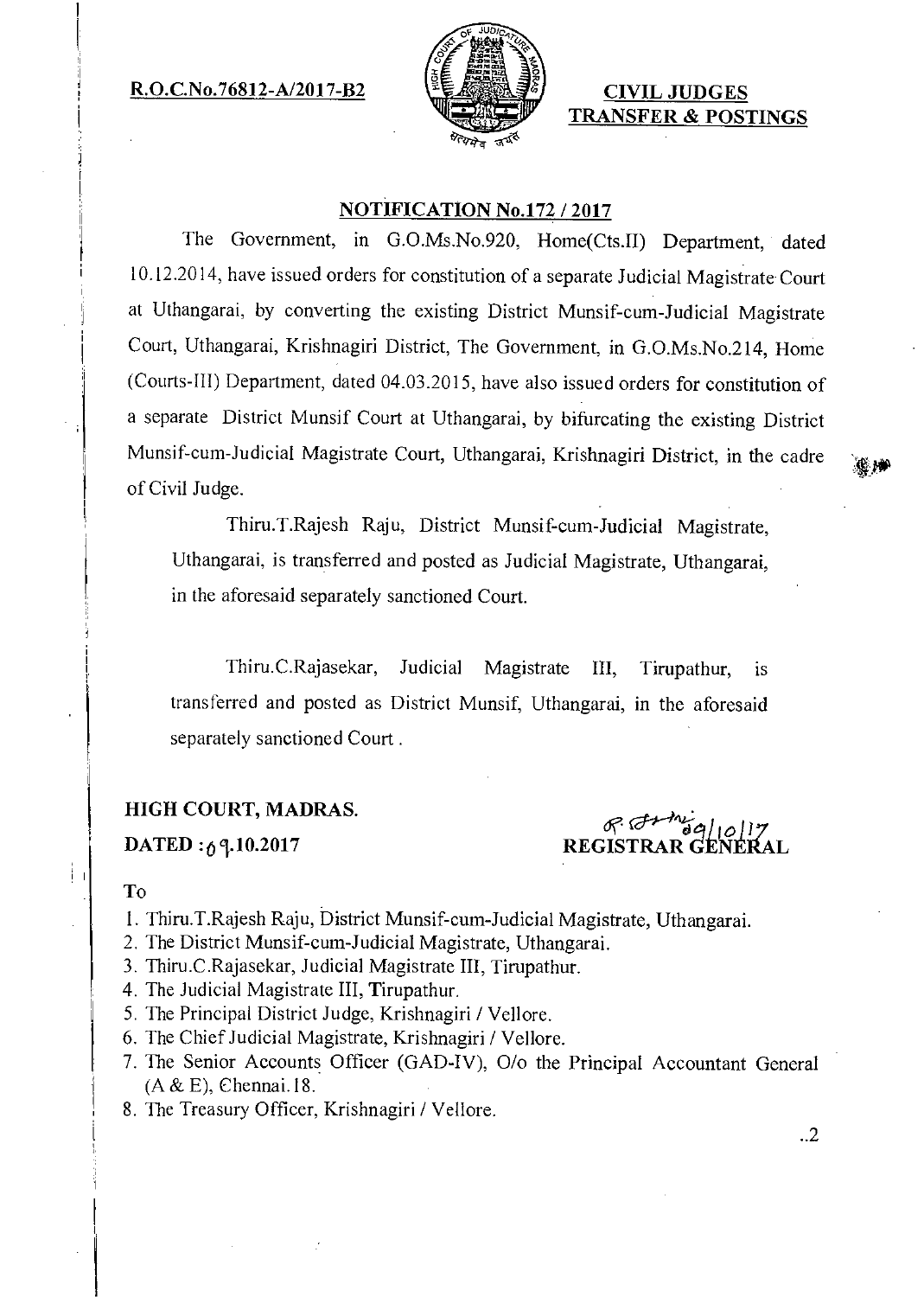**R.O.C.No.76812-A/2017-B2**

**CIVIL JUDGES TRANSFER & POSTINGS**

**NOTIFICATION No.172 / 2017**

The Government, in G.O.Ms.No.920, Home(Cts.II) Department, dated 10.12.2014, have issued orders for constitution of a separate Judicial Magistrate Court at Uthangarai, by converting the existing District Munsif-cum-Judicial Magistrate Court, Uthangarai, Krishnagiri District, The Government, in G.O.Ms.No.214, Home (Courts-III) Department, dated 04.03.2015, have also issued orders for constitution of a separate District Munsif Court at Uthangarai, by bifurcating the existing District Munsif-cum-Judicial Magistrate Court, Uthangarai, Krishnagiri District, in the cadre of Civil Judge.

Thiru.T.Rajesh Raju, District Munsif-cum-Judicial Magistrate, Uthangarai, is transferred and posted as Judicial Magistrate, Uthangarai, in the aforesaid separately sanctioned Court.

Thiru.C.Rajasekar, Judicial Magistrate III, Tirupathur, is transferred and posted as District Munsif, Uthangarai, in the aforesaid separately sanctioned Court.

**HIGH COURT, MADRAS.**

**DATED : 09.10.2017**

**REGISTRAR GENERAL**

To

1. Thiru.T.Rajesh Raju, District Munsif-cum-Judicial Magistrate, Uthangarai.
2. The District Munsif-cum-Judicial Magistrate, Uthangarai.
3. Thiru.C.Rajasekar, Judicial Magistrate III, Tirupathur.
4. The Judicial Magistrate III, Tirupathur.
5. The Principal District Judge, Krishnagiri / Vellore.
6. The Chief Judicial Magistrate, Krishnagiri / Vellore.
7. The Senior Accounts Officer (GAD-IV), O/o the Principal Accountant General (A & E), Chennai.18.
8. The Treasury Officer, Krishnagiri / Vellore.

..2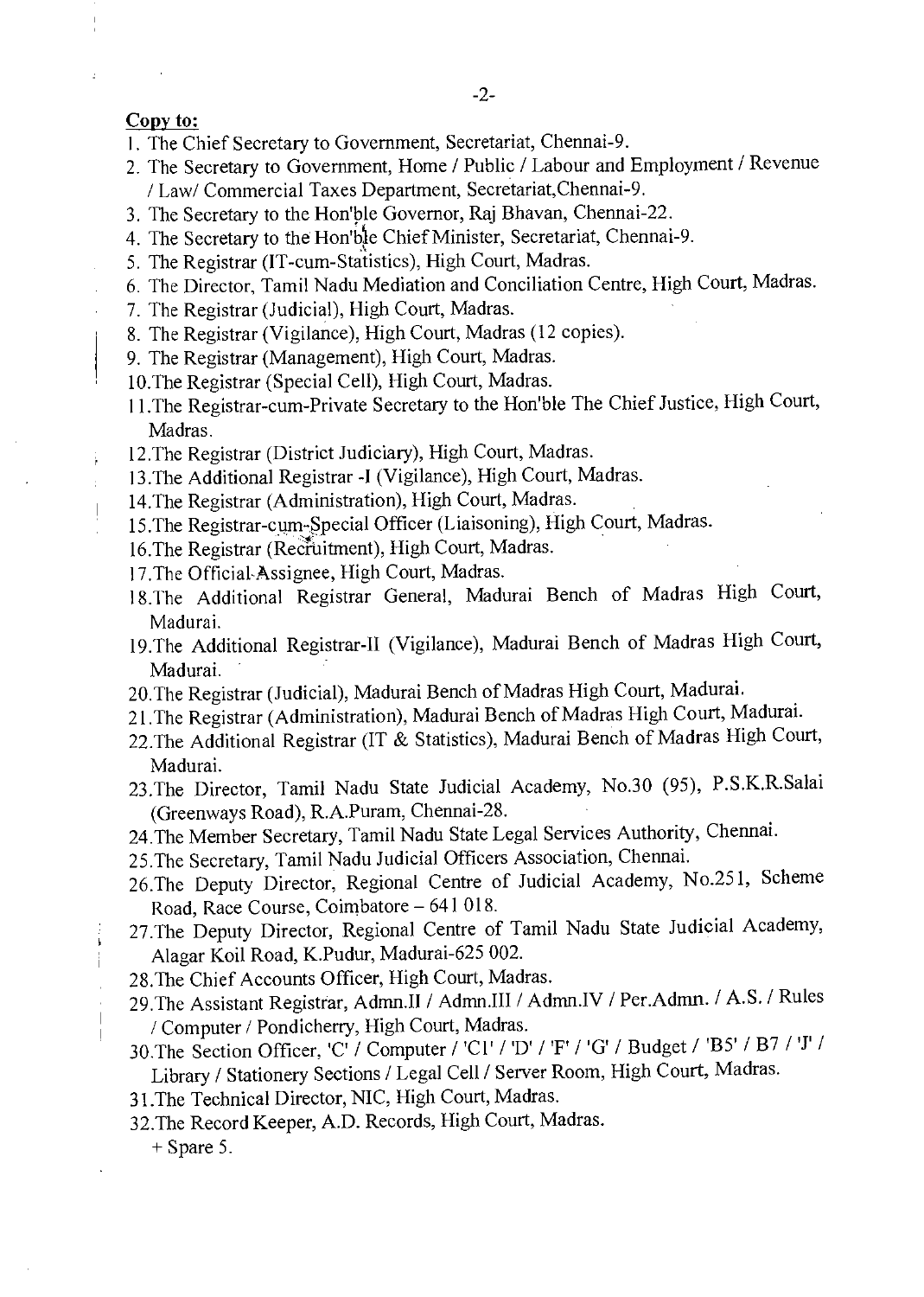**Copy to:**

1. The Chief Secretary to Government, Secretariat, Chennai-9.
2. The Secretary to Government, Home / Public / Labour and Employment / Revenue / Law/ Commercial Taxes Department, Secretariat,Chennai-9.
3. The Secretary to the Hon'ble Governor, Raj Bhavan, Chennai-22.
4. The Secretary to the Hon'ble Chief Minister, Secretariat, Chennai-9.
5. The Registrar (IT-cum-Statistics), High Court, Madras.
6. The Director, Tamil Nadu Mediation and Conciliation Centre, High Court, Madras.
7. The Registrar (Judicial), High Court, Madras.
8. The Registrar (Vigilance), High Court, Madras (12 copies).
9. The Registrar (Management), High Court, Madras.
10. The Registrar (Special Cell), High Court, Madras.
11. The Registrar-cum-Private Secretary to the Hon'ble The Chief Justice, High Court, Madras.
12. The Registrar (District Judiciary), High Court, Madras.
13. The Additional Registrar -I (Vigilance), High Court, Madras.
14. The Registrar (Administration), High Court, Madras.
15. The Registrar-cum-Special Officer (Liaisoning), High Court, Madras.
16. The Registrar (Recruitment), High Court, Madras.
17. The Official Assignee, High Court, Madras.
18. The Additional Registrar General, Madurai Bench of Madras High Court, Madurai.
19. The Additional Registrar-II (Vigilance), Madurai Bench of Madras High Court, Madurai.
20. The Registrar (Judicial), Madurai Bench of Madras High Court, Madurai.
21. The Registrar (Administration), Madurai Bench of Madras High Court, Madurai.
22. The Additional Registrar (IT & Statistics), Madurai Bench of Madras High Court, Madurai.
23. The Director, Tamil Nadu State Judicial Academy, No.30 (95), P.S.K.R.Salai (Greenways Road), R.A.Puram, Chennai-28.
24. The Member Secretary, Tamil Nadu State Legal Services Authority, Chennai.
25. The Secretary, Tamil Nadu Judicial Officers Association, Chennai.
26. The Deputy Director, Regional Centre of Judicial Academy, No.251, Scheme Road, Race Course, Coimbatore – 641 018.
27. The Deputy Director, Regional Centre of Tamil Nadu State Judicial Academy, Alagar Koil Road, K.Pudur, Madurai-625 002.
28. The Chief Accounts Officer, High Court, Madras.
29. The Assistant Registrar, Admn.II / Admn.III / Admn.IV / Per.Admn. / A.S. / Rules / Computer / Pondicherry, High Court, Madras.
30. The Section Officer, 'C' / Computer / 'C1' / 'D' / 'F' / 'G' / Budget / 'B5' / B7 / 'J' / Library / Stationery Sections / Legal Cell / Server Room, High Court, Madras.
31. The Technical Director, NIC, High Court, Madras.
32. The Record Keeper, A.D. Records, High Court, Madras.

   \+ Spare 5.